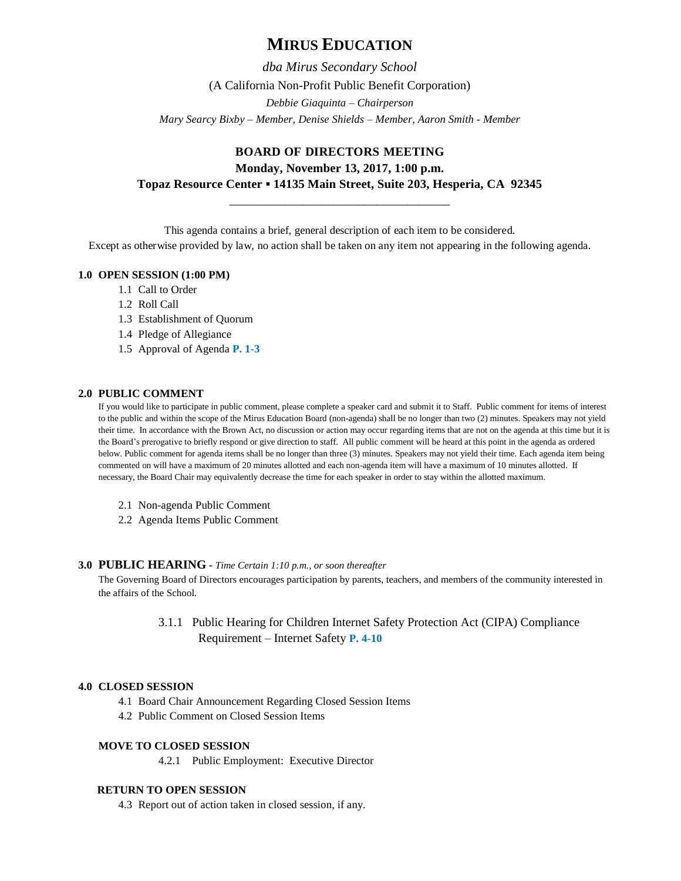# MIRUS EDUCATION

*dba Mirus Secondary School*

(A California Non-Profit Public Benefit Corporation)

*Debbie Giaquinta – Chairperson*

*Mary Searcy Bixby – Member, Denise Shields – Member, Aaron Smith - Member*

## BOARD OF DIRECTORS MEETING

**Monday, November 13, 2017, 1:00 p.m.**

**Topaz Resource Center ▪ 14135 Main Street, Suite 203, Hesperia, CA 92345**

---

This agenda contains a brief, general description of each item to be considered.
Except as otherwise provided by law, no action shall be taken on any item not appearing in the following agenda.

### 1.0 OPEN SESSION (1:00 PM)

1.1 Call to Order
1.2 Roll Call
1.3 Establishment of Quorum
1.4 Pledge of Allegiance
1.5 Approval of Agenda **P. 1-3**

### 2.0 PUBLIC COMMENT

If you would like to participate in public comment, please complete a speaker card and submit it to Staff. Public comment for items of interest to the public and within the scope of the Mirus Education Board (non-agenda) shall be no longer than two (2) minutes. Speakers may not yield their time. In accordance with the Brown Act, no discussion or action may occur regarding items that are not on the agenda at this time but it is the Board's prerogative to briefly respond or give direction to staff. All public comment will be heard at this point in the agenda as ordered below. Public comment for agenda items shall be no longer than three (3) minutes. Speakers may not yield their time. Each agenda item being commented on will have a maximum of 20 minutes allotted and each non-agenda item will have a maximum of 10 minutes allotted. If necessary, the Board Chair may equivalently decrease the time for each speaker in order to stay within the allotted maximum.

2.1 Non-agenda Public Comment
2.2 Agenda Items Public Comment

### 3.0 PUBLIC HEARING - *Time Certain 1:10 p.m., or soon thereafter*

The Governing Board of Directors encourages participation by parents, teachers, and members of the community interested in the affairs of the School.

3.1.1 Public Hearing for Children Internet Safety Protection Act (CIPA) Compliance Requirement – Internet Safety **P. 4-10**

### 4.0 CLOSED SESSION

4.1 Board Chair Announcement Regarding Closed Session Items
4.2 Public Comment on Closed Session Items

**MOVE TO CLOSED SESSION**

4.2.1 Public Employment: Executive Director

**RETURN TO OPEN SESSION**

4.3 Report out of action taken in closed session, if any.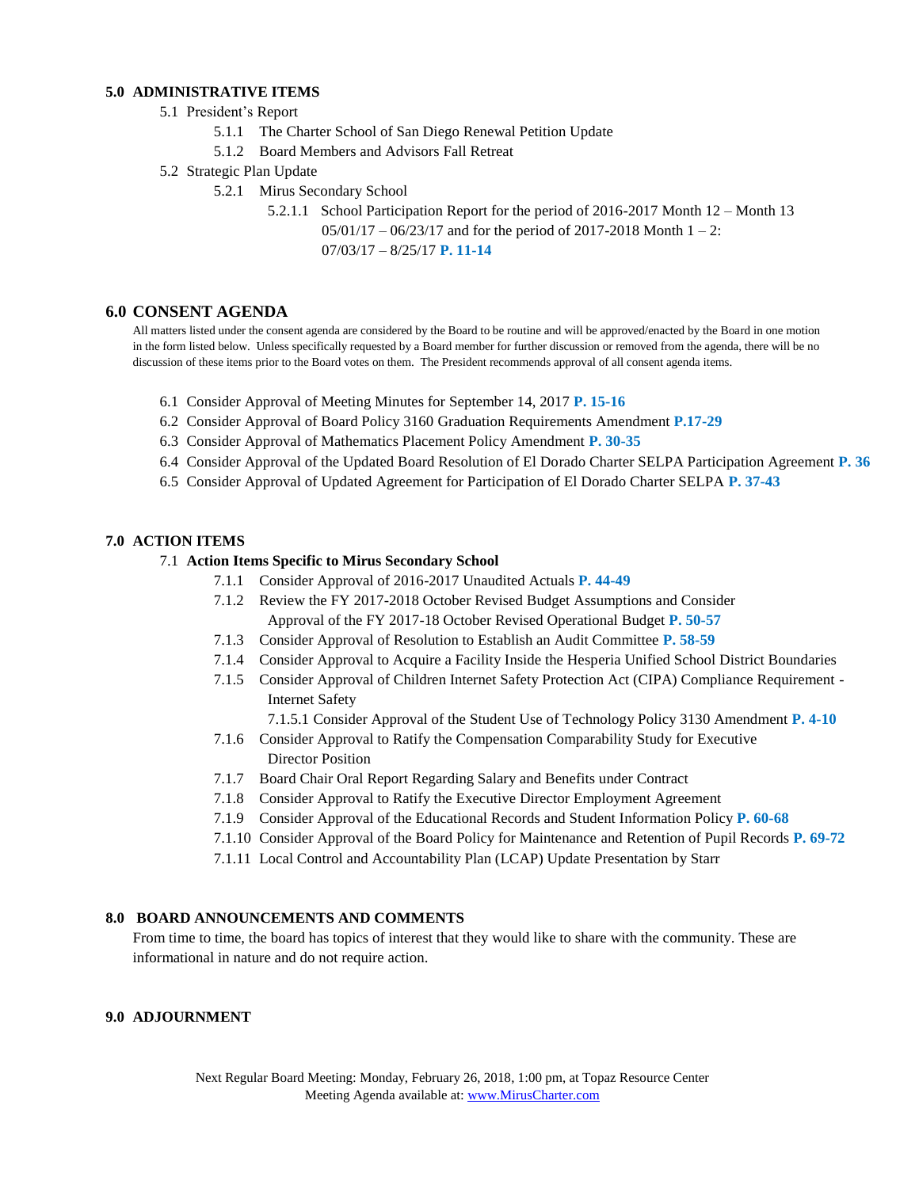**5.0 ADMINISTRATIVE ITEMS**

- 5.1 President's Report
  - 5.1.1 The Charter School of San Diego Renewal Petition Update
  - 5.1.2 Board Members and Advisors Fall Retreat
- 5.2 Strategic Plan Update
  - 5.2.1 Mirus Secondary School
    - 5.2.1.1 School Participation Report for the period of 2016-2017 Month 12 – Month 13 05/01/17 – 06/23/17 and for the period of 2017-2018 Month 1 – 2: 07/03/17 – 8/25/17 **P. 11-14**

## 6.0 CONSENT AGENDA

All matters listed under the consent agenda are considered by the Board to be routine and will be approved/enacted by the Board in one motion in the form listed below. Unless specifically requested by a Board member for further discussion or removed from the agenda, there will be no discussion of these items prior to the Board votes on them. The President recommends approval of all consent agenda items.

- 6.1 Consider Approval of Meeting Minutes for September 14, 2017 **P. 15-16**
- 6.2 Consider Approval of Board Policy 3160 Graduation Requirements Amendment **P.17-29**
- 6.3 Consider Approval of Mathematics Placement Policy Amendment **P. 30-35**
- 6.4 Consider Approval of the Updated Board Resolution of El Dorado Charter SELPA Participation Agreement **P. 36**
- 6.5 Consider Approval of Updated Agreement for Participation of El Dorado Charter SELPA **P. 37-43**

**7.0 ACTION ITEMS**

- 7.1 **Action Items Specific to Mirus Secondary School**
  - 7.1.1 Consider Approval of 2016-2017 Unaudited Actuals **P. 44-49**
  - 7.1.2 Review the FY 2017-2018 October Revised Budget Assumptions and Consider Approval of the FY 2017-18 October Revised Operational Budget **P. 50-57**
  - 7.1.3 Consider Approval of Resolution to Establish an Audit Committee **P. 58-59**
  - 7.1.4 Consider Approval to Acquire a Facility Inside the Hesperia Unified School District Boundaries
  - 7.1.5 Consider Approval of Children Internet Safety Protection Act (CIPA) Compliance Requirement - Internet Safety
    - 7.1.5.1 Consider Approval of the Student Use of Technology Policy 3130 Amendment **P. 4-10**
  - 7.1.6 Consider Approval to Ratify the Compensation Comparability Study for Executive Director Position
  - 7.1.7 Board Chair Oral Report Regarding Salary and Benefits under Contract
  - 7.1.8 Consider Approval to Ratify the Executive Director Employment Agreement
  - 7.1.9 Consider Approval of the Educational Records and Student Information Policy **P. 60-68**
  - 7.1.10 Consider Approval of the Board Policy for Maintenance and Retention of Pupil Records **P. 69-72**
  - 7.1.11 Local Control and Accountability Plan (LCAP) Update Presentation by Starr

**8.0 BOARD ANNOUNCEMENTS AND COMMENTS**

From time to time, the board has topics of interest that they would like to share with the community. These are informational in nature and do not require action.

**9.0 ADJOURNMENT**

Next Regular Board Meeting: Monday, February 26, 2018, 1:00 pm, at Topaz Resource Center
Meeting Agenda available at: www.MirusCharter.com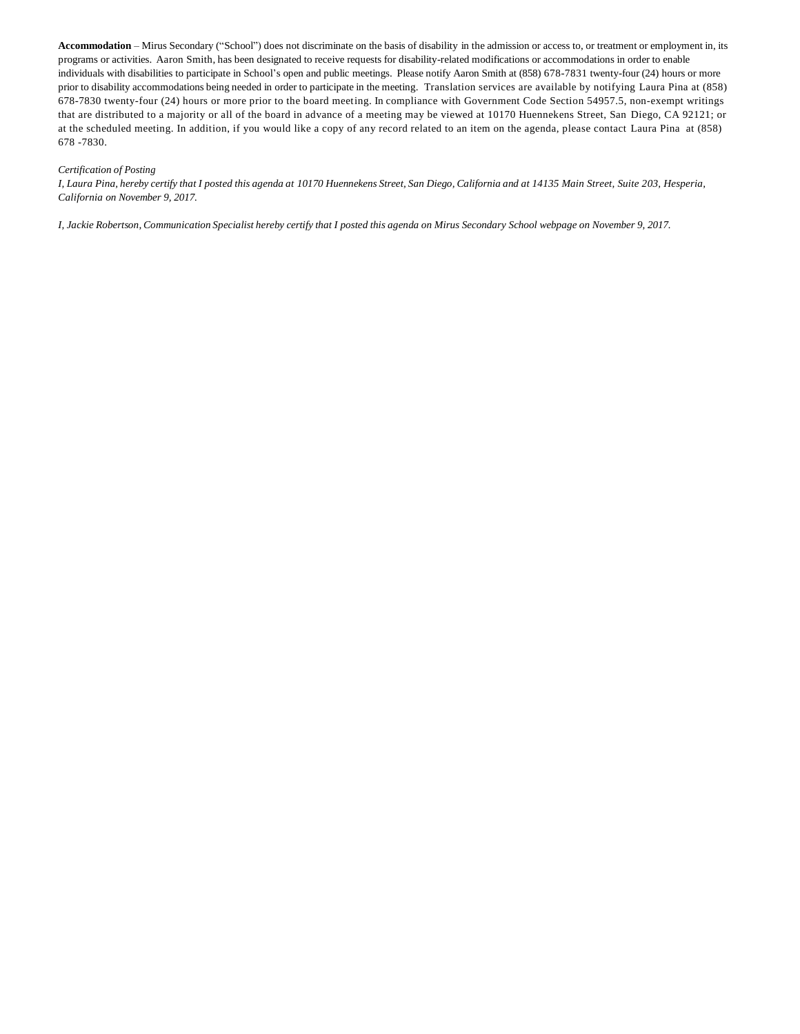**Accommodation** – Mirus Secondary ("School") does not discriminate on the basis of disability in the admission or access to, or treatment or employment in, its programs or activities. Aaron Smith, has been designated to receive requests for disability-related modifications or accommodations in order to enable individuals with disabilities to participate in School's open and public meetings. Please notify Aaron Smith at (858) 678-7831 twenty-four (24) hours or more prior to disability accommodations being needed in order to participate in the meeting. Translation services are available by notifying Laura Pina at (858) 678-7830 twenty-four (24) hours or more prior to the board meeting. In compliance with Government Code Section 54957.5, non-exempt writings that are distributed to a majority or all of the board in advance of a meeting may be viewed at 10170 Huennekens Street, San Diego, CA 92121; or at the scheduled meeting. In addition, if you would like a copy of any record related to an item on the agenda, please contact Laura Pina at (858) 678 -7830.

*Certification of Posting*
*I, Laura Pina, hereby certify that I posted this agenda at 10170 Huennekens Street, San Diego, California and at 14135 Main Street, Suite 203, Hesperia, California on November 9, 2017.*

*I, Jackie Robertson, Communication Specialist hereby certify that I posted this agenda on Mirus Secondary School webpage on November 9, 2017.*